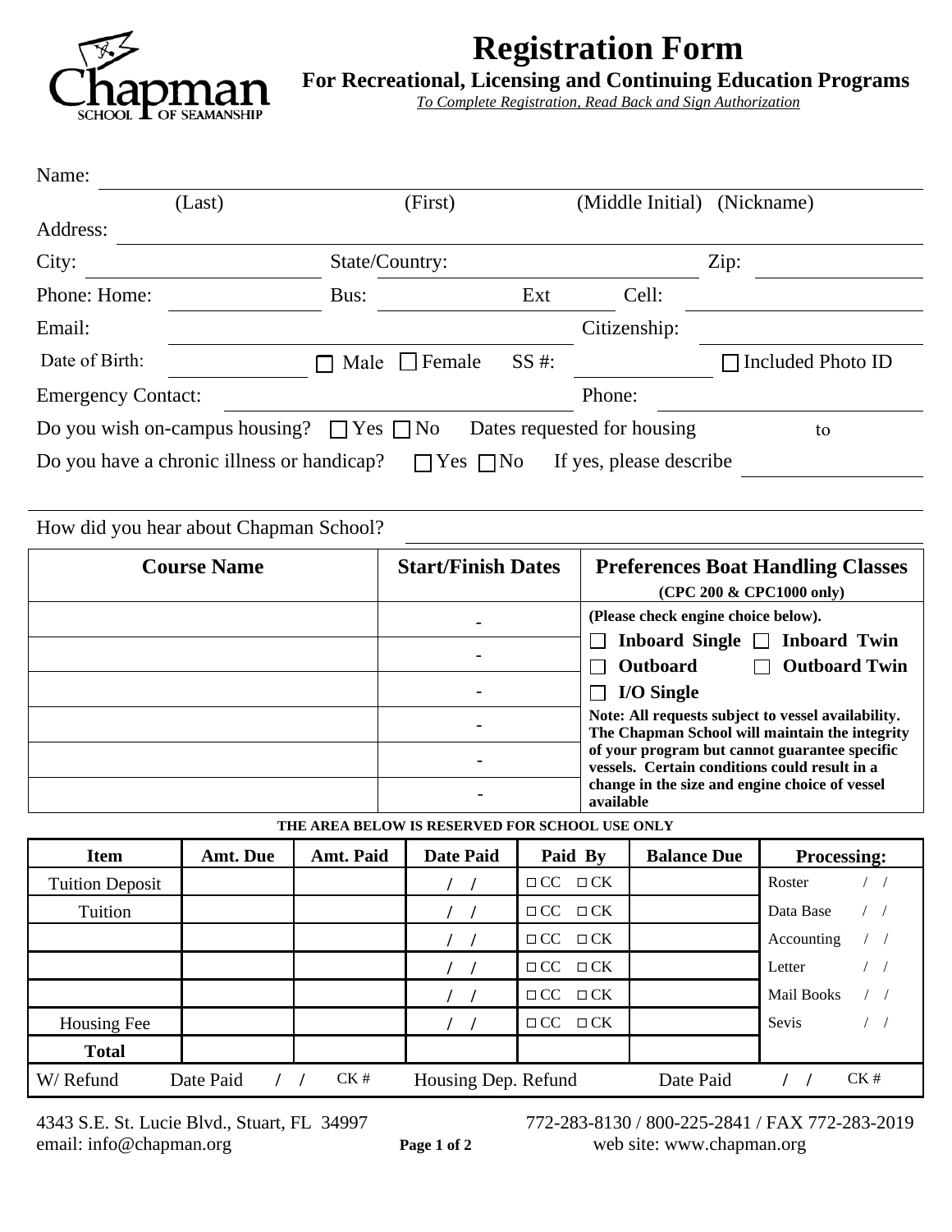# Registration Form

**For Recreational, Licensing and Continuing Education Programs**

*To Complete Registration, Read Back and Sign Authorization*

Name: ______________________________________________

(Last) (First) (Middle Initial) (Nickname)

Address: ______________________________________________

City: ____________ State/Country: ____________ Zip: ____________

Phone: Home: ____________ Bus: ____________ Ext Cell: ____________

Email: ____________ Citizenship: ____________

Date of Birth: ____________ ☐ Male ☐ Female SS #: ____________ ☐ Included Photo ID

Emergency Contact: ____________ Phone: ____________

Do you wish on-campus housing? ☐ Yes ☐ No Dates requested for housing ____ to ____

Do you have a chronic illness or handicap? ☐ Yes ☐ No If yes, please describe ____________

How did you hear about Chapman School? ____________

| Course Name | Start/Finish Dates | Preferences Boat Handling Classes (CPC 200 & CPC1000 only) |
|---|---|---|
| | - | **(Please check engine choice below).** |
| | - | ☐ **Inboard Single** ☐ **Inboard Twin** |
| | - | ☐ **Outboard** ☐ **Outboard Twin** |
| | - | ☐ **I/O Single** |
| | - | **Note: All requests subject to vessel availability. The Chapman School will maintain the integrity of your program but cannot guarantee specific vessels. Certain conditions could result in a change in the size and engine choice of vessel available** |
| | - | |

**THE AREA BELOW IS RESERVED FOR SCHOOL USE ONLY**

| Item | Amt. Due | Amt. Paid | Date Paid | Paid By | Balance Due | Processing: |
|---|---|---|---|---|---|---|
| Tuition Deposit | | | / / | ☐ CC ☐ CK | | Roster / / |
| Tuition | | | / / | ☐ CC ☐ CK | | Data Base / / |
| | | | / / | ☐ CC ☐ CK | | Accounting / / |
| | | | / / | ☐ CC ☐ CK | | Letter / / |
| | | | / / | ☐ CC ☐ CK | | Mail Books / / |
| Housing Fee | | | / / | ☐ CC ☐ CK | | Sevis / / |
| **Total** | | | | | | |

W/ Refund Date Paid / / CK # Housing Dep. Refund Date Paid / / CK #

4343 S.E. St. Lucie Blvd., Stuart, FL 34997 772-283-8130 / 800-225-2841 / FAX 772-283-2019
email: info@chapman.org web site: www.chapman.org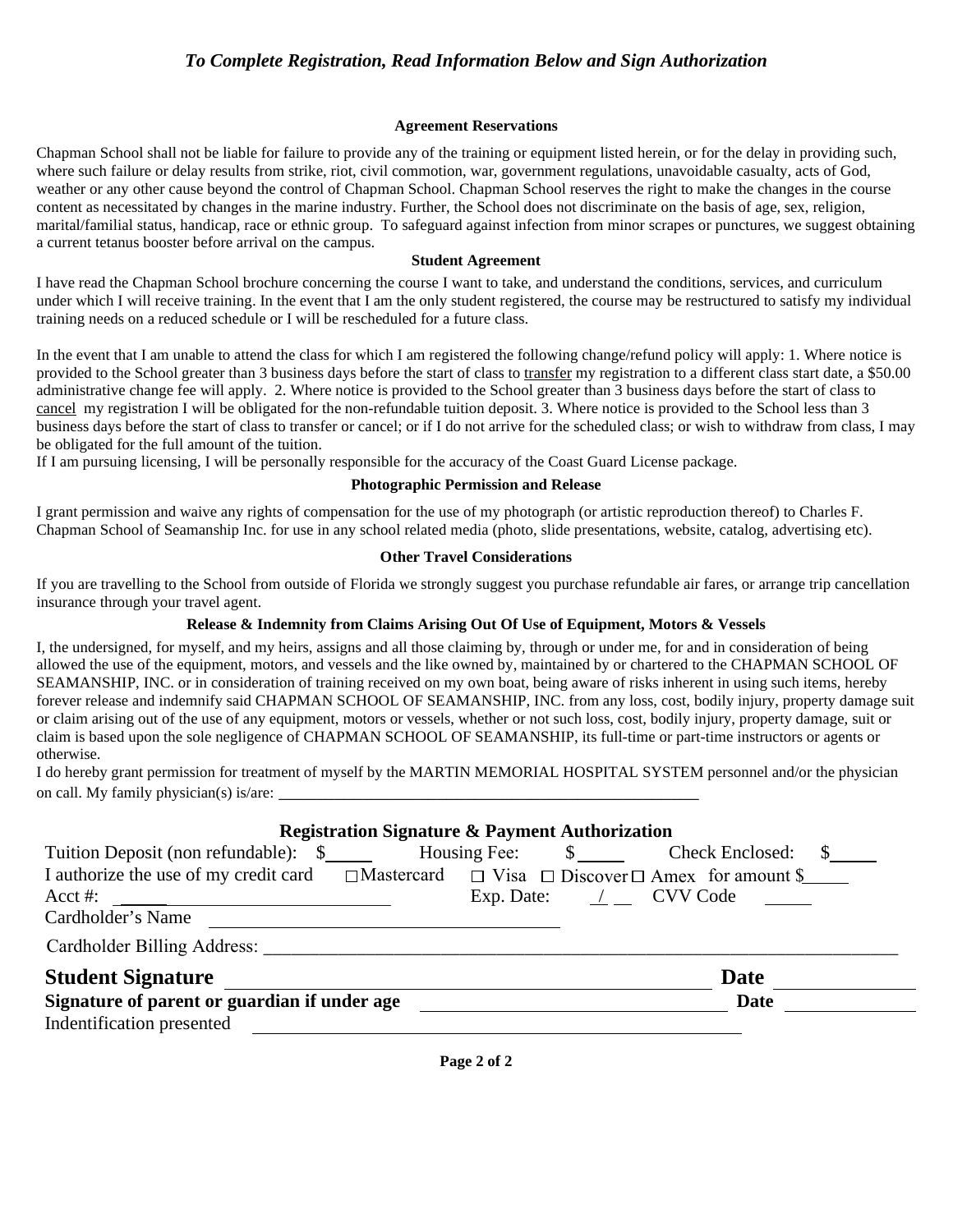*To Complete Registration, Read Information Below and Sign Authorization*

**Agreement Reservations**

Chapman School shall not be liable for failure to provide any of the training or equipment listed herein, or for the delay in providing such, where such failure or delay results from strike, riot, civil commotion, war, government regulations, unavoidable casualty, acts of God, weather or any other cause beyond the control of Chapman School. Chapman School reserves the right to make the changes in the course content as necessitated by changes in the marine industry. Further, the School does not discriminate on the basis of age, sex, religion, marital/familial status, handicap, race or ethnic group. To safeguard against infection from minor scrapes or punctures, we suggest obtaining a current tetanus booster before arrival on the campus.

**Student Agreement**

I have read the Chapman School brochure concerning the course I want to take, and understand the conditions, services, and curriculum under which I will receive training. In the event that I am the only student registered, the course may be restructured to satisfy my individual training needs on a reduced schedule or I will be rescheduled for a future class.

In the event that I am unable to attend the class for which I am registered the following change/refund policy will apply: 1. Where notice is provided to the School greater than 3 business days before the start of class to transfer my registration to a different class start date, a $50.00 administrative change fee will apply. 2. Where notice is provided to the School greater than 3 business days before the start of class to cancel my registration I will be obligated for the non-refundable tuition deposit. 3. Where notice is provided to the School less than 3 business days before the start of class to transfer or cancel; or if I do not arrive for the scheduled class; or wish to withdraw from class, I may be obligated for the full amount of the tuition.

If I am pursuing licensing, I will be personally responsible for the accuracy of the Coast Guard License package.

**Photographic Permission and Release**

I grant permission and waive any rights of compensation for the use of my photograph (or artistic reproduction thereof) to Charles F. Chapman School of Seamanship Inc. for use in any school related media (photo, slide presentations, website, catalog, advertising etc).

**Other Travel Considerations**

If you are travelling to the School from outside of Florida we strongly suggest you purchase refundable air fares, or arrange trip cancellation insurance through your travel agent.

**Release & Indemnity from Claims Arising Out Of Use of Equipment, Motors & Vessels**

I, the undersigned, for myself, and my heirs, assigns and all those claiming by, through or under me, for and in consideration of being allowed the use of the equipment, motors, and vessels and the like owned by, maintained by or chartered to the CHAPMAN SCHOOL OF SEAMANSHIP, INC. or in consideration of training received on my own boat, being aware of risks inherent in using such items, hereby forever release and indemnify said CHAPMAN SCHOOL OF SEAMANSHIP, INC. from any loss, cost, bodily injury, property damage suit or claim arising out of the use of any equipment, motors or vessels, whether or not such loss, cost, bodily injury, property damage, suit or claim is based upon the sole negligence of CHAPMAN SCHOOL OF SEAMANSHIP, its full-time or part-time instructors or agents or otherwise.

I do hereby grant permission for treatment of myself by the MARTIN MEMORIAL HOSPITAL SYSTEM personnel and/or the physician on call. My family physician(s) is/are: ________________________________________________

**Registration Signature & Payment Authorization**

Tuition Deposit (non refundable): $_____ Housing Fee: $_____ Check Enclosed: $_____

I authorize the use of my credit card ☐ Mastercard ☐ Visa ☐ Discover ☐ Amex for amount $_____

Acct #: ______________________ Exp. Date: ___/___ CVV Code _____

Cardholder's Name ______________________________

Cardholder Billing Address: ______________________________________________

**Student Signature** ______________________________ **Date** __________

**Signature of parent or guardian if under age** ______________________ **Date** __________

Indentification presented ______________________________